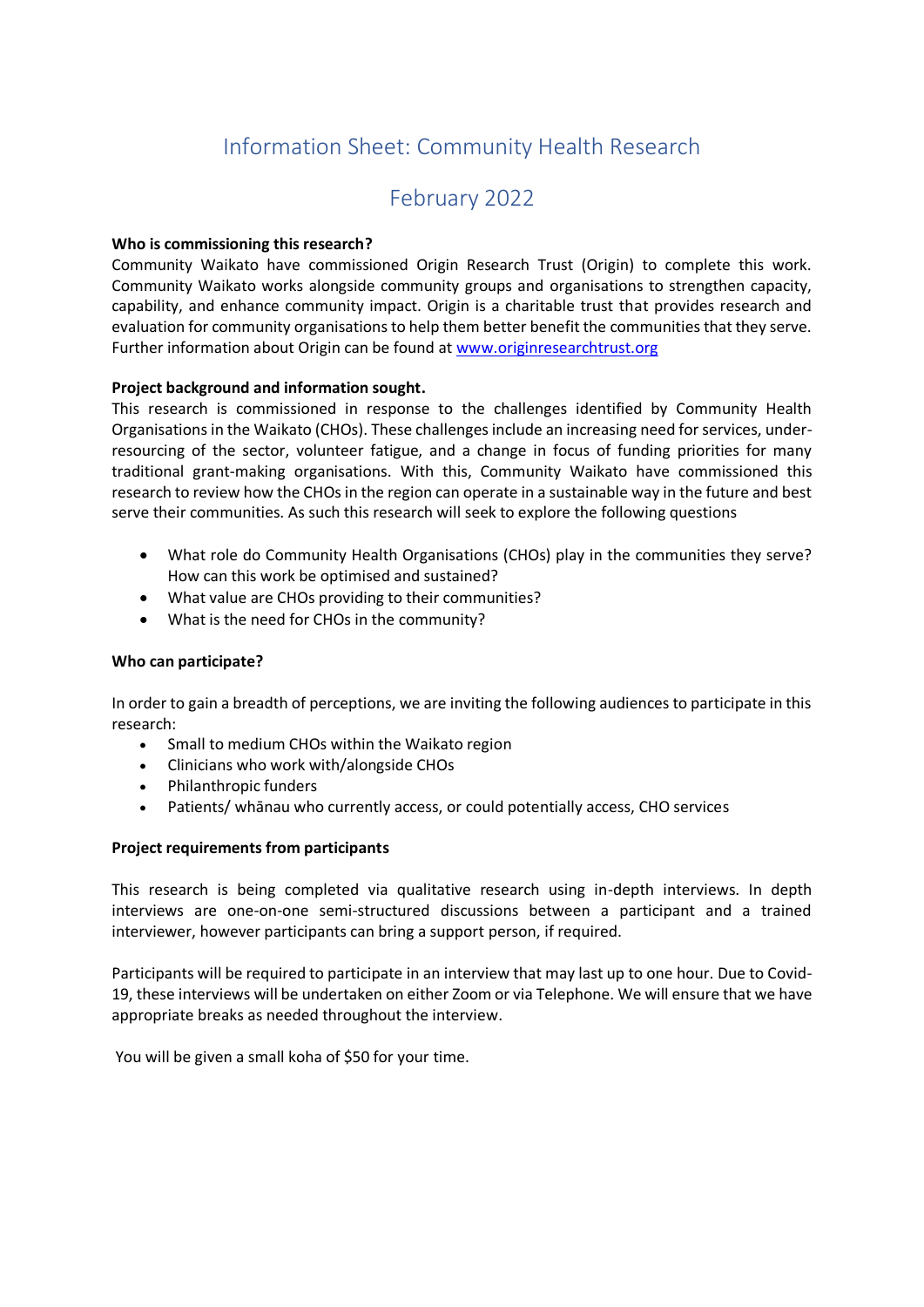# Information Sheet: Community Health Research

## February 2022

**Who is commissioning this research?**

Community Waikato have commissioned Origin Research Trust (Origin) to complete this work. Community Waikato works alongside community groups and organisations to strengthen capacity, capability, and enhance community impact. Origin is a charitable trust that provides research and evaluation for community organisations to help them better benefit the communities that they serve. Further information about Origin can be found at [www.originresearchtrust.org](www.originresearchtrust.org)

**Project background and information sought.**

This research is commissioned in response to the challenges identified by Community Health Organisations in the Waikato (CHOs). These challenges include an increasing need for services, under-resourcing of the sector, volunteer fatigue, and a change in focus of funding priorities for many traditional grant-making organisations. With this, Community Waikato have commissioned this research to review how the CHOs in the region can operate in a sustainable way in the future and best serve their communities. As such this research will seek to explore the following questions

- What role do Community Health Organisations (CHOs) play in the communities they serve? How can this work be optimised and sustained?
- What value are CHOs providing to their communities?
- What is the need for CHOs in the community?

**Who can participate?**

In order to gain a breadth of perceptions, we are inviting the following audiences to participate in this research:

- Small to medium CHOs within the Waikato region
- Clinicians who work with/alongside CHOs
- Philanthropic funders
- Patients/ whānau who currently access, or could potentially access, CHO services

**Project requirements from participants**

This research is being completed via qualitative research using in-depth interviews. In depth interviews are one-on-one semi-structured discussions between a participant and a trained interviewer, however participants can bring a support person, if required.

Participants will be required to participate in an interview that may last up to one hour. Due to Covid-19, these interviews will be undertaken on either Zoom or via Telephone. We will ensure that we have appropriate breaks as needed throughout the interview.

You will be given a small koha of $50 for your time.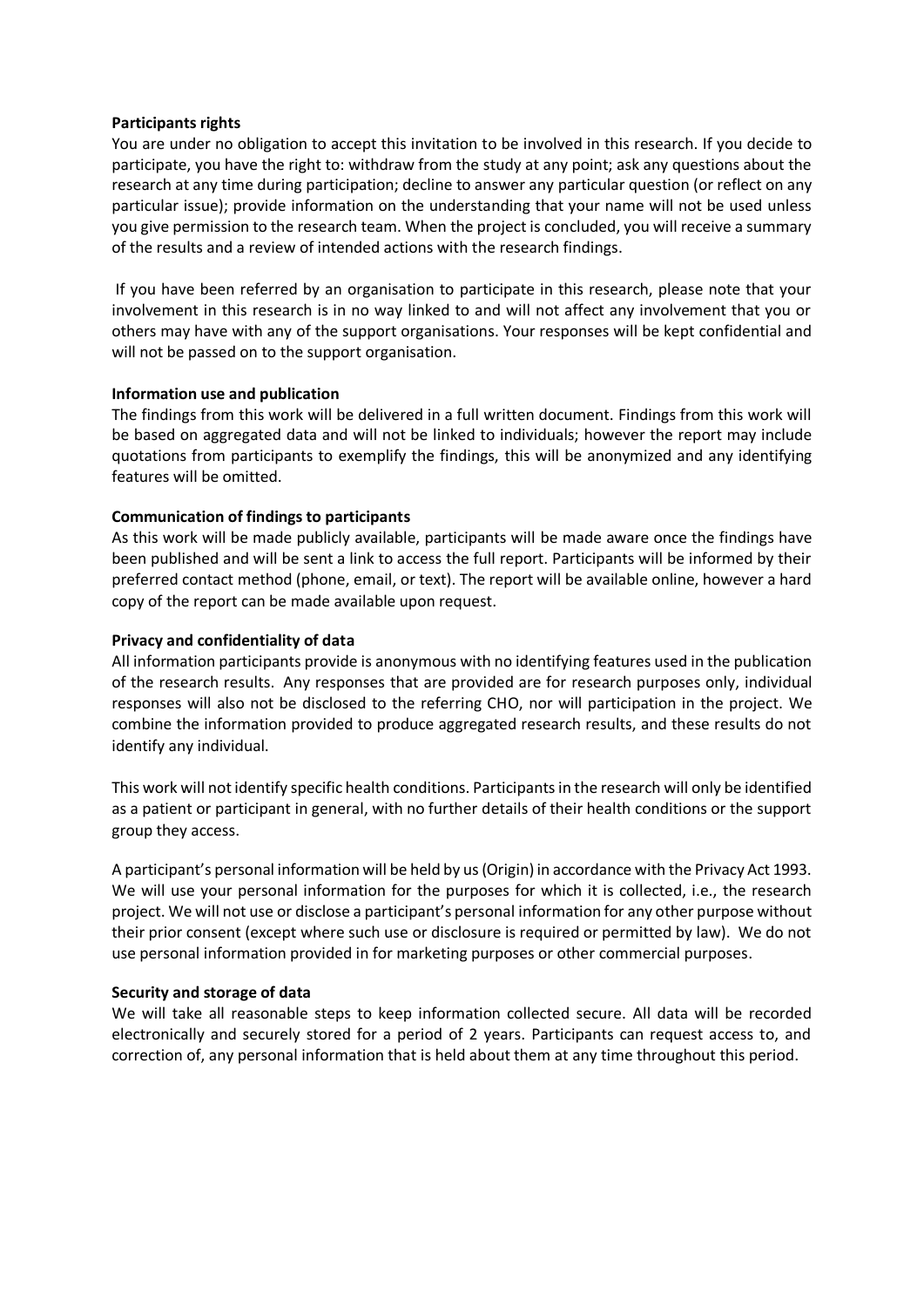**Participants rights**

You are under no obligation to accept this invitation to be involved in this research. If you decide to participate, you have the right to: withdraw from the study at any point; ask any questions about the research at any time during participation; decline to answer any particular question (or reflect on any particular issue); provide information on the understanding that your name will not be used unless you give permission to the research team. When the project is concluded, you will receive a summary of the results and a review of intended actions with the research findings.

If you have been referred by an organisation to participate in this research, please note that your involvement in this research is in no way linked to and will not affect any involvement that you or others may have with any of the support organisations. Your responses will be kept confidential and will not be passed on to the support organisation.

**Information use and publication**

The findings from this work will be delivered in a full written document. Findings from this work will be based on aggregated data and will not be linked to individuals; however the report may include quotations from participants to exemplify the findings, this will be anonymized and any identifying features will be omitted.

**Communication of findings to participants**

As this work will be made publicly available, participants will be made aware once the findings have been published and will be sent a link to access the full report. Participants will be informed by their preferred contact method (phone, email, or text). The report will be available online, however a hard copy of the report can be made available upon request.

**Privacy and confidentiality of data**

All information participants provide is anonymous with no identifying features used in the publication of the research results. Any responses that are provided are for research purposes only, individual responses will also not be disclosed to the referring CHO, nor will participation in the project. We combine the information provided to produce aggregated research results, and these results do not identify any individual.

This work will not identify specific health conditions. Participants in the research will only be identified as a patient or participant in general, with no further details of their health conditions or the support group they access.

A participant's personal information will be held by us (Origin) in accordance with the Privacy Act 1993. We will use your personal information for the purposes for which it is collected, i.e., the research project. We will not use or disclose a participant's personal information for any other purpose without their prior consent (except where such use or disclosure is required or permitted by law). We do not use personal information provided in for marketing purposes or other commercial purposes.

**Security and storage of data**

We will take all reasonable steps to keep information collected secure. All data will be recorded electronically and securely stored for a period of 2 years. Participants can request access to, and correction of, any personal information that is held about them at any time throughout this period.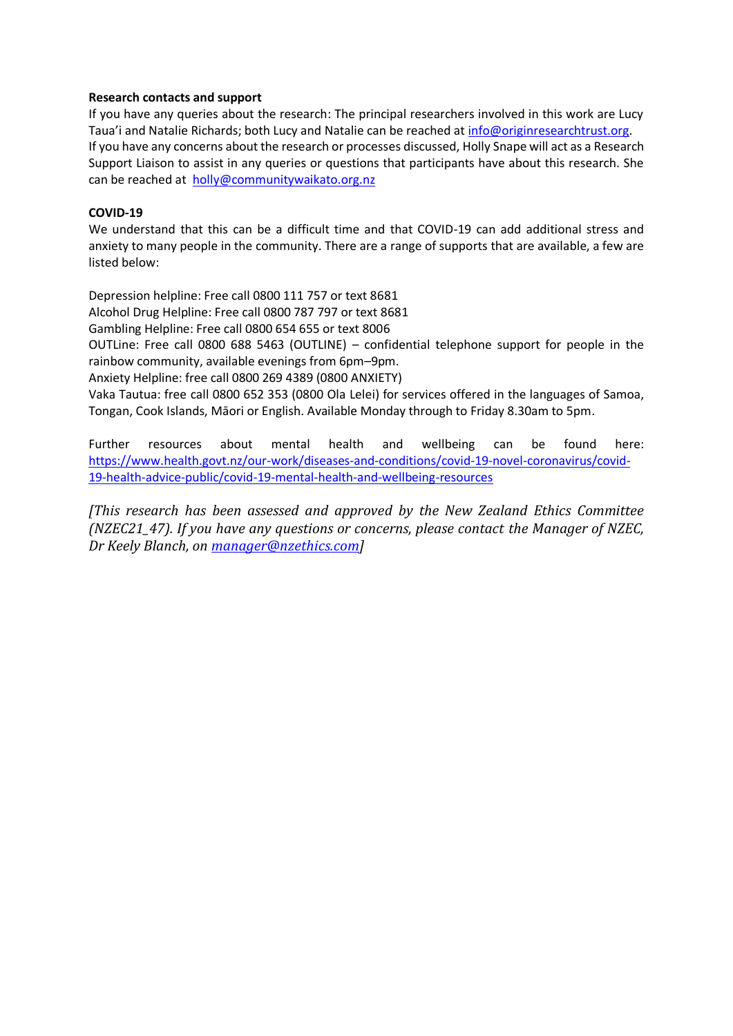**Research contacts and support**

If you have any queries about the research: The principal researchers involved in this work are Lucy Taua'i and Natalie Richards; both Lucy and Natalie can be reached at [info@originresearchtrust.org](mailto:info@originresearchtrust.org). If you have any concerns about the research or processes discussed, Holly Snape will act as a Research Support Liaison to assist in any queries or questions that participants have about this research. She can be reached at [holly@communitywaikato.org.nz](mailto:holly@communitywaikato.org.nz)

**COVID-19**

We understand that this can be a difficult time and that COVID-19 can add additional stress and anxiety to many people in the community. There are a range of supports that are available, a few are listed below:

Depression helpline: Free call 0800 111 757 or text 8681
Alcohol Drug Helpline: Free call 0800 787 797 or text 8681
Gambling Helpline: Free call 0800 654 655 or text 8006
OUTLine: Free call 0800 688 5463 (OUTLINE) – confidential telephone support for people in the rainbow community, available evenings from 6pm–9pm.
Anxiety Helpline: free call 0800 269 4389 (0800 ANXIETY)
Vaka Tautua: free call 0800 652 353 (0800 Ola Lelei) for services offered in the languages of Samoa, Tongan, Cook Islands, Māori or English. Available Monday through to Friday 8.30am to 5pm.

Further resources about mental health and wellbeing can be found here: [https://www.health.govt.nz/our-work/diseases-and-conditions/covid-19-novel-coronavirus/covid-19-health-advice-public/covid-19-mental-health-and-wellbeing-resources](https://www.health.govt.nz/our-work/diseases-and-conditions/covid-19-novel-coronavirus/covid-19-health-advice-public/covid-19-mental-health-and-wellbeing-resources)

*[This research has been assessed and approved by the New Zealand Ethics Committee (NZEC21_47). If you have any questions or concerns, please contact the Manager of NZEC, Dr Keely Blanch, on [manager@nzethics.com](mailto:manager@nzethics.com)]*